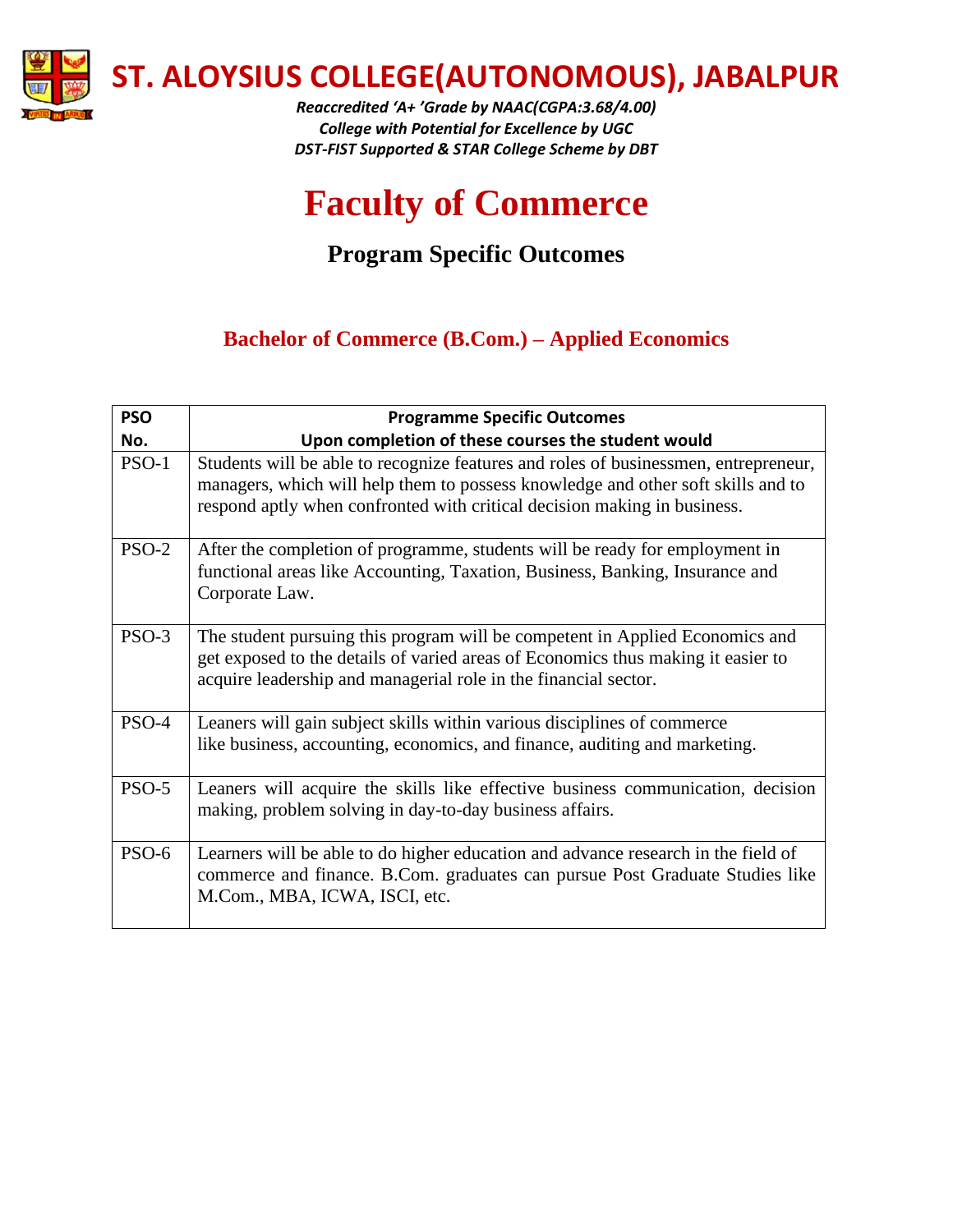# ST. ALOYSIUS COLLEGE(AUTONOMOUS), JABALPUR

*Reaccredited 'A+ 'Grade by NAAC(CGPA:3.68/4.00)*
*College with Potential for Excellence by UGC*
*DST-FIST Supported & STAR College Scheme by DBT*

# Faculty of Commerce

## Program Specific Outcomes

### Bachelor of Commerce (B.Com.) – Applied Economics

| PSO No. | Programme Specific Outcomes<br>Upon completion of these courses the student would |
|---|---|
| PSO-1 | Students will be able to recognize features and roles of businessmen, entrepreneur, managers, which will help them to possess knowledge and other soft skills and to respond aptly when confronted with critical decision making in business. |
| PSO-2 | After the completion of programme, students will be ready for employment in functional areas like Accounting, Taxation, Business, Banking, Insurance and Corporate Law. |
| PSO-3 | The student pursuing this program will be competent in Applied Economics and get exposed to the details of varied areas of Economics thus making it easier to acquire leadership and managerial role in the financial sector. |
| PSO-4 | Leaners will gain subject skills within various disciplines of commerce like business, accounting, economics, and finance, auditing and marketing. |
| PSO-5 | Leaners will acquire the skills like effective business communication, decision making, problem solving in day-to-day business affairs. |
| PSO-6 | Learners will be able to do higher education and advance research in the field of commerce and finance. B.Com. graduates can pursue Post Graduate Studies like M.Com., MBA, ICWA, ISCI, etc. |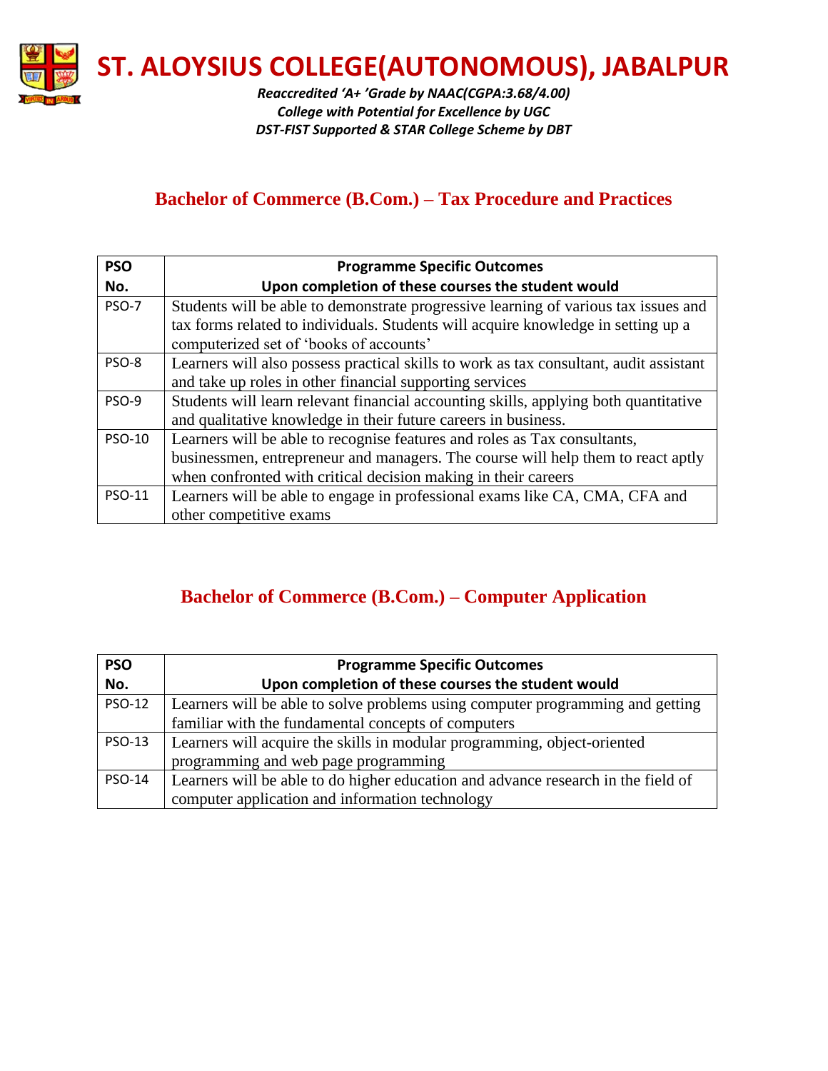# ST. ALOYSIUS COLLEGE(AUTONOMOUS), JABALPUR

*Reaccredited 'A+ 'Grade by NAAC(CGPA:3.68/4.00)*
*College with Potential for Excellence by UGC*
*DST-FIST Supported & STAR College Scheme by DBT*

## Bachelor of Commerce (B.Com.) – Tax Procedure and Practices

| PSO No. | Programme Specific Outcomes<br>Upon completion of these courses the student would |
|---|---|
| PSO-7 | Students will be able to demonstrate progressive learning of various tax issues and tax forms related to individuals. Students will acquire knowledge in setting up a computerized set of 'books of accounts' |
| PSO-8 | Learners will also possess practical skills to work as tax consultant, audit assistant and take up roles in other financial supporting services |
| PSO-9 | Students will learn relevant financial accounting skills, applying both quantitative and qualitative knowledge in their future careers in business. |
| PSO-10 | Learners will be able to recognise features and roles as Tax consultants, businessmen, entrepreneur and managers. The course will help them to react aptly when confronted with critical decision making in their careers |
| PSO-11 | Learners will be able to engage in professional exams like CA, CMA, CFA and other competitive exams |

## Bachelor of Commerce (B.Com.) – Computer Application

| PSO No. | Programme Specific Outcomes<br>Upon completion of these courses the student would |
|---|---|
| PSO-12 | Learners will be able to solve problems using computer programming and getting familiar with the fundamental concepts of computers |
| PSO-13 | Learners will acquire the skills in modular programming, object-oriented programming and web page programming |
| PSO-14 | Learners will be able to do higher education and advance research in the field of computer application and information technology |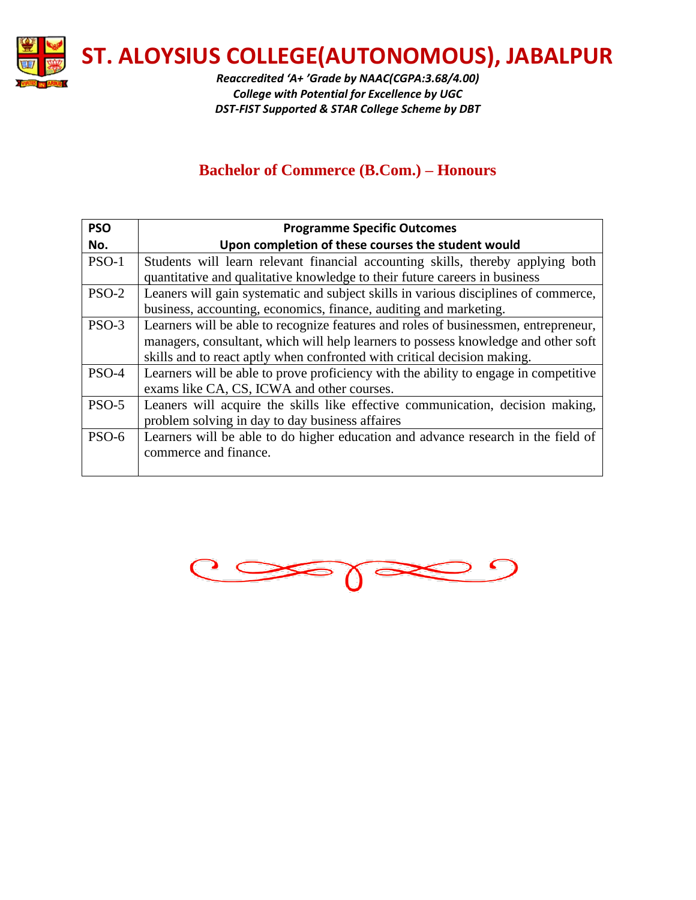# ST. ALOYSIUS COLLEGE(AUTONOMOUS), JABALPUR

*Reaccredited 'A+ 'Grade by NAAC(CGPA:3.68/4.00)*
*College with Potential for Excellence by UGC*
*DST-FIST Supported & STAR College Scheme by DBT*

## Bachelor of Commerce (B.Com.) – Honours

| PSO No. | Programme Specific Outcomes<br>Upon completion of these courses the student would |
|---|---|
| PSO-1 | Students will learn relevant financial accounting skills, thereby applying both quantitative and qualitative knowledge to their future careers in business |
| PSO-2 | Leaners will gain systematic and subject skills in various disciplines of commerce, business, accounting, economics, finance, auditing and marketing. |
| PSO-3 | Learners will be able to recognize features and roles of businessmen, entrepreneur, managers, consultant, which will help learners to possess knowledge and other soft skills and to react aptly when confronted with critical decision making. |
| PSO-4 | Learners will be able to prove proficiency with the ability to engage in competitive exams like CA, CS, ICWA and other courses. |
| PSO-5 | Leaners will acquire the skills like effective communication, decision making, problem solving in day to day business affaires |
| PSO-6 | Learners will be able to do higher education and advance research in the field of commerce and finance. |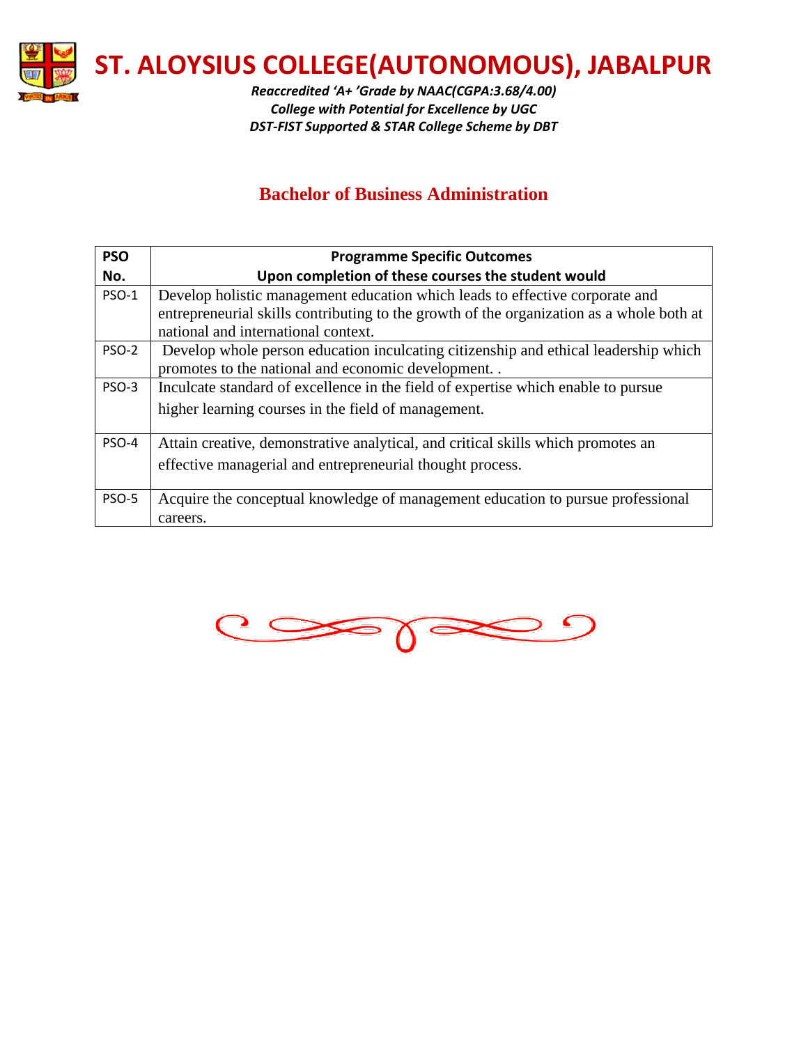# ST. ALOYSIUS COLLEGE(AUTONOMOUS), JABALPUR

*Reaccredited 'A+ 'Grade by NAAC(CGPA:3.68/4.00)*
*College with Potential for Excellence by UGC*
*DST-FIST Supported & STAR College Scheme by DBT*

## Bachelor of Business Administration

| PSO No. | Programme Specific Outcomes<br>Upon completion of these courses the student would |
|---|---|
| PSO-1 | Develop holistic management education which leads to effective corporate and entrepreneurial skills contributing to the growth of the organization as a whole both at national and international context. |
| PSO-2 | Develop whole person education inculcating citizenship and ethical leadership which promotes to the national and economic development. . |
| PSO-3 | Inculcate standard of excellence in the field of expertise which enable to pursue higher learning courses in the field of management. |
| PSO-4 | Attain creative, demonstrative analytical, and critical skills which promotes an effective managerial and entrepreneurial thought process. |
| PSO-5 | Acquire the conceptual knowledge of management education to pursue professional careers. |